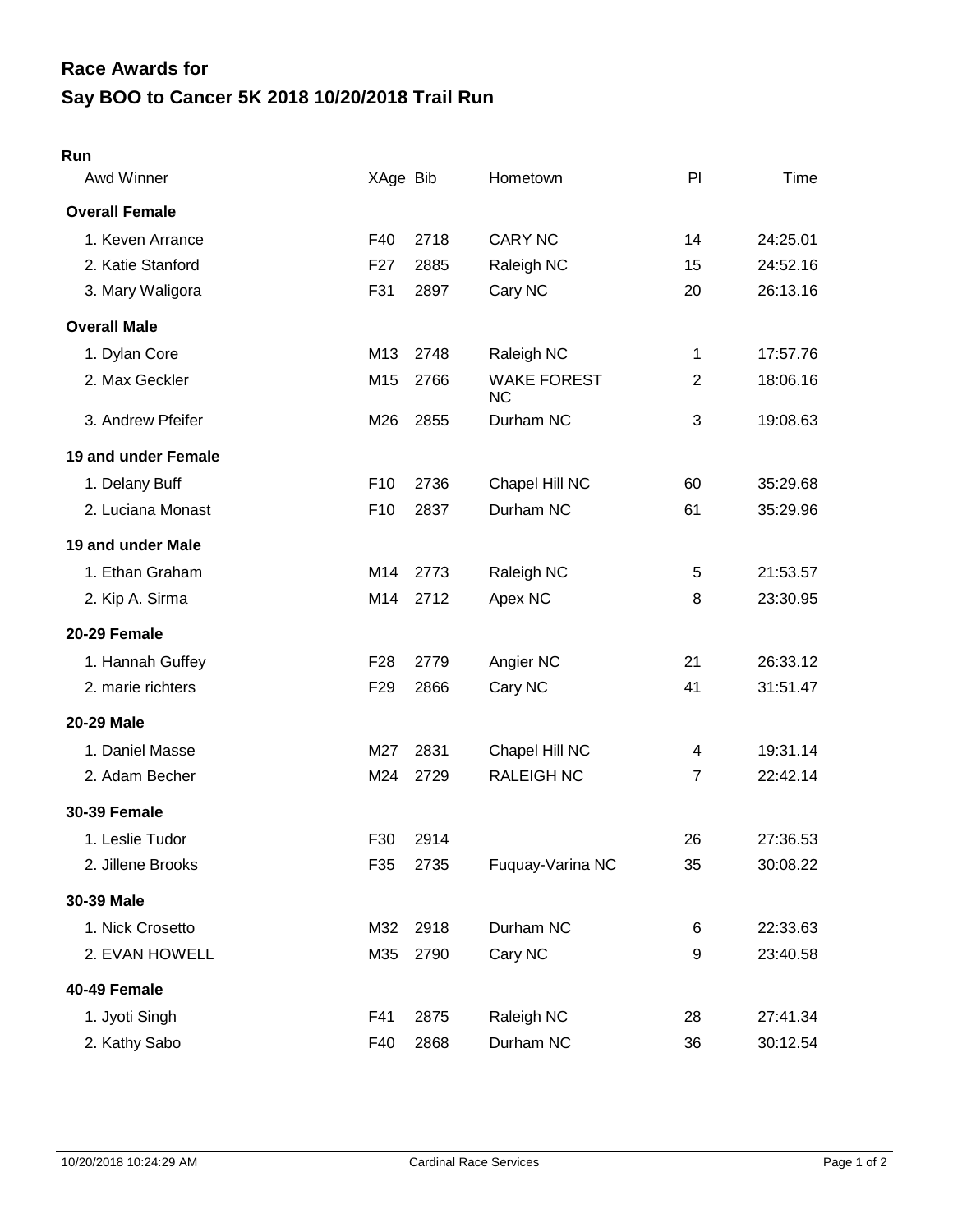# Race Awards for

# Say BOO to Cancer 5K 2018 10/20/2018 Trail Run

## Run

| Awd Winner | XAge | Bib | Hometown | Pl | Time |
|---|---|---|---|---|---|
| **Overall Female** | | | | | |
| 1. Keven Arrance | F40 | 2718 | CARY NC | 14 | 24:25.01 |
| 2. Katie Stanford | F27 | 2885 | Raleigh NC | 15 | 24:52.16 |
| 3. Mary Waligora | F31 | 2897 | Cary NC | 20 | 26:13.16 |
| **Overall Male** | | | | | |
| 1. Dylan Core | M13 | 2748 | Raleigh NC | 1 | 17:57.76 |
| 2. Max Geckler | M15 | 2766 | WAKE FOREST NC | 2 | 18:06.16 |
| 3. Andrew Pfeifer | M26 | 2855 | Durham NC | 3 | 19:08.63 |
| **19 and under Female** | | | | | |
| 1. Delany Buff | F10 | 2736 | Chapel Hill NC | 60 | 35:29.68 |
| 2. Luciana Monast | F10 | 2837 | Durham NC | 61 | 35:29.96 |
| **19 and under Male** | | | | | |
| 1. Ethan Graham | M14 | 2773 | Raleigh NC | 5 | 21:53.57 |
| 2. Kip A. Sirma | M14 | 2712 | Apex NC | 8 | 23:30.95 |
| **20-29 Female** | | | | | |
| 1. Hannah Guffey | F28 | 2779 | Angier NC | 21 | 26:33.12 |
| 2. marie richters | F29 | 2866 | Cary NC | 41 | 31:51.47 |
| **20-29 Male** | | | | | |
| 1. Daniel Masse | M27 | 2831 | Chapel Hill NC | 4 | 19:31.14 |
| 2. Adam Becher | M24 | 2729 | RALEIGH NC | 7 | 22:42.14 |
| **30-39 Female** | | | | | |
| 1. Leslie Tudor | F30 | 2914 | | 26 | 27:36.53 |
| 2. Jillene Brooks | F35 | 2735 | Fuquay-Varina NC | 35 | 30:08.22 |
| **30-39 Male** | | | | | |
| 1. Nick Crosetto | M32 | 2918 | Durham NC | 6 | 22:33.63 |
| 2. EVAN HOWELL | M35 | 2790 | Cary NC | 9 | 23:40.58 |
| **40-49 Female** | | | | | |
| 1. Jyoti Singh | F41 | 2875 | Raleigh NC | 28 | 27:41.34 |
| 2. Kathy Sabo | F40 | 2868 | Durham NC | 36 | 30:12.54 |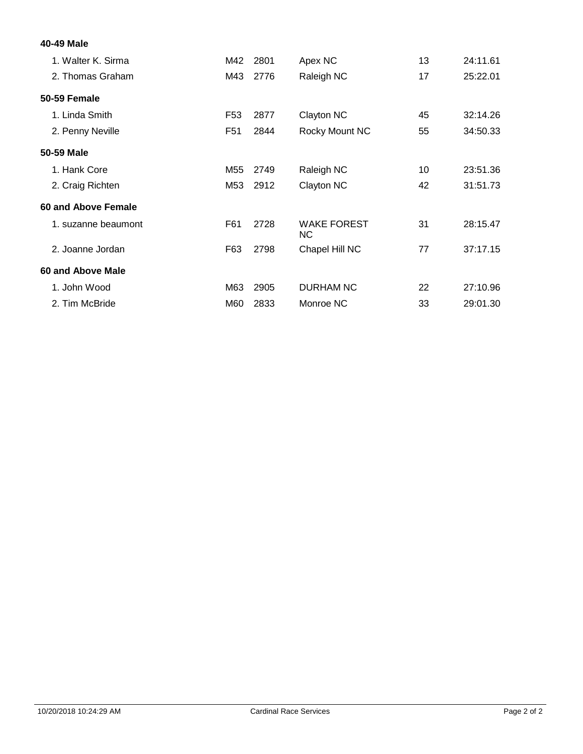**40-49 Male**

| | | | | | |
|---|---|---|---|---|---|
| 1. Walter K. Sirma | M42 | 2801 | Apex NC | 13 | 24:11.61 |
| 2. Thomas Graham | M43 | 2776 | Raleigh NC | 17 | 25:22.01 |

**50-59 Female**

| | | | | | |
|---|---|---|---|---|---|
| 1. Linda Smith | F53 | 2877 | Clayton NC | 45 | 32:14.26 |
| 2. Penny Neville | F51 | 2844 | Rocky Mount NC | 55 | 34:50.33 |

**50-59 Male**

| | | | | | |
|---|---|---|---|---|---|
| 1. Hank Core | M55 | 2749 | Raleigh NC | 10 | 23:51.36 |
| 2. Craig Richten | M53 | 2912 | Clayton NC | 42 | 31:51.73 |

**60 and Above Female**

| | | | | | |
|---|---|---|---|---|---|
| 1. suzanne beaumont | F61 | 2728 | WAKE FOREST NC | 31 | 28:15.47 |
| 2. Joanne Jordan | F63 | 2798 | Chapel Hill NC | 77 | 37:17.15 |

**60 and Above Male**

| | | | | | |
|---|---|---|---|---|---|
| 1. John Wood | M63 | 2905 | DURHAM NC | 22 | 27:10.96 |
| 2. Tim McBride | M60 | 2833 | Monroe NC | 33 | 29:01.30 |